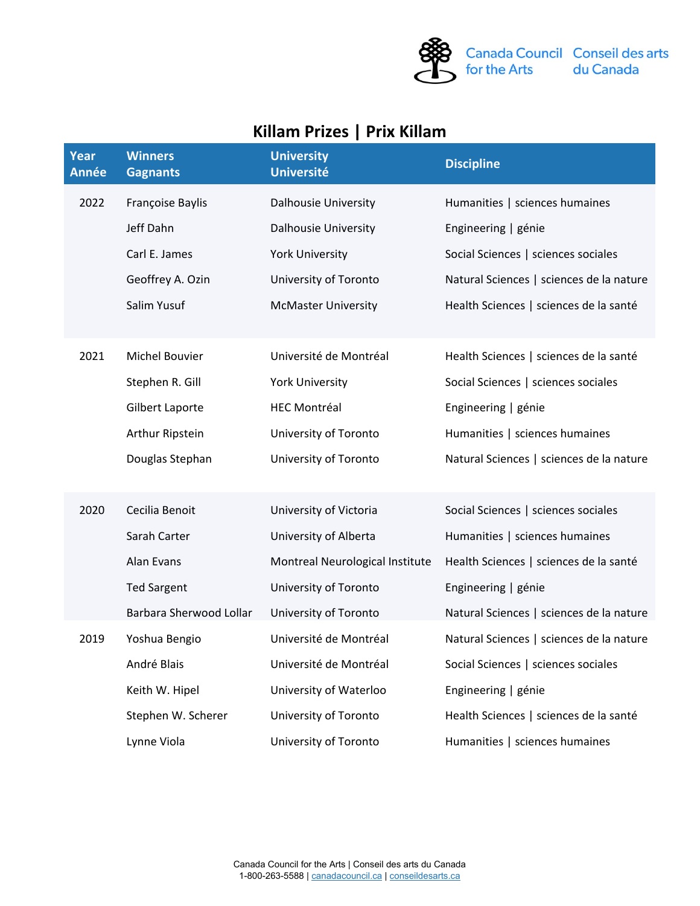Canada Council for the Arts | Conseil des arts du Canada

# Killam Prizes | Prix Killam

| Year Année | Winners Gagnants | University Université | Discipline |
|---|---|---|---|
| 2022 | Françoise Baylis | Dalhousie University | Humanities \| sciences humaines |
| | Jeff Dahn | Dalhousie University | Engineering \| génie |
| | Carl E. James | York University | Social Sciences \| sciences sociales |
| | Geoffrey A. Ozin | University of Toronto | Natural Sciences \| sciences de la nature |
| | Salim Yusuf | McMaster University | Health Sciences \| sciences de la santé |
| 2021 | Michel Bouvier | Université de Montréal | Health Sciences \| sciences de la santé |
| | Stephen R. Gill | York University | Social Sciences \| sciences sociales |
| | Gilbert Laporte | HEC Montréal | Engineering \| génie |
| | Arthur Ripstein | University of Toronto | Humanities \| sciences humaines |
| | Douglas Stephan | University of Toronto | Natural Sciences \| sciences de la nature |
| 2020 | Cecilia Benoit | University of Victoria | Social Sciences \| sciences sociales |
| | Sarah Carter | University of Alberta | Humanities \| sciences humaines |
| | Alan Evans | Montreal Neurological Institute | Health Sciences \| sciences de la santé |
| | Ted Sargent | University of Toronto | Engineering \| génie |
| | Barbara Sherwood Lollar | University of Toronto | Natural Sciences \| sciences de la nature |
| 2019 | Yoshua Bengio | Université de Montréal | Natural Sciences \| sciences de la nature |
| | André Blais | Université de Montréal | Social Sciences \| sciences sociales |
| | Keith W. Hipel | University of Waterloo | Engineering \| génie |
| | Stephen W. Scherer | University of Toronto | Health Sciences \| sciences de la santé |
| | Lynne Viola | University of Toronto | Humanities \| sciences humaines |

Canada Council for the Arts | Conseil des arts du Canada
1-800-263-5588 | canadacouncil.ca | conseildesarts.ca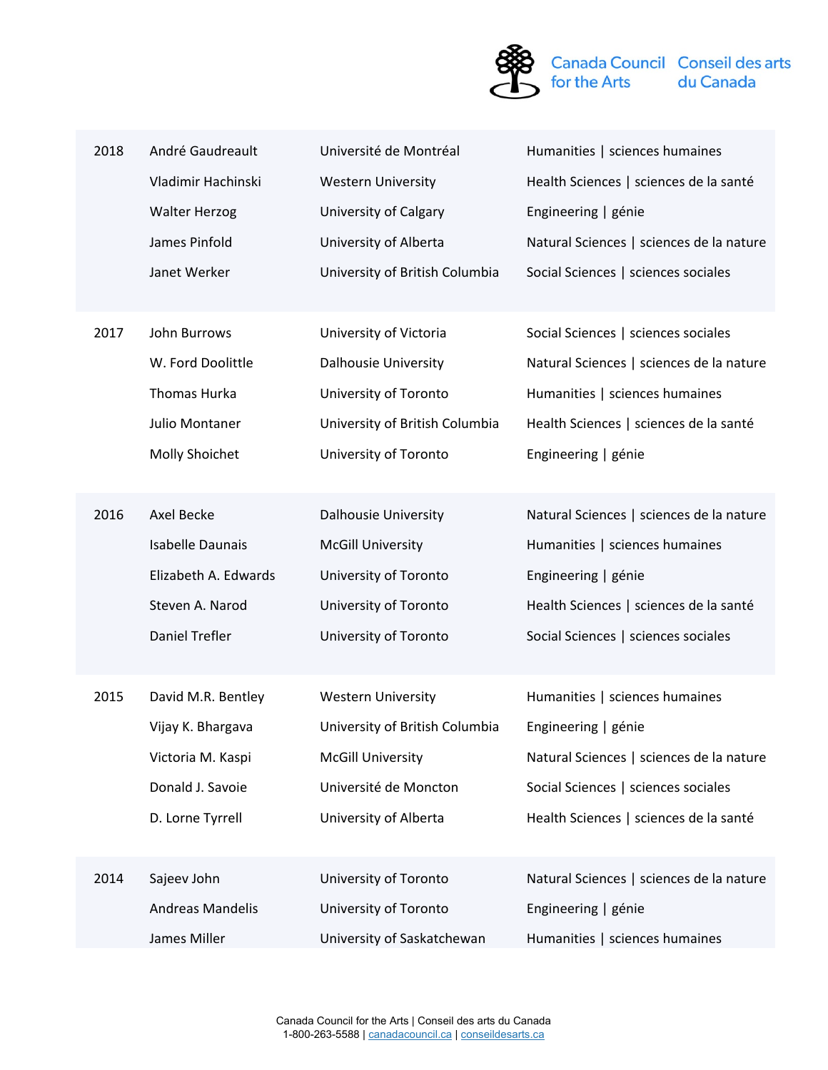| | | | |
|---|---|---|---|
| 2018 | André Gaudreault | Université de Montréal | Humanities \| sciences humaines |
| | Vladimir Hachinski | Western University | Health Sciences \| sciences de la santé |
| | Walter Herzog | University of Calgary | Engineering \| génie |
| | James Pinfold | University of Alberta | Natural Sciences \| sciences de la nature |
| | Janet Werker | University of British Columbia | Social Sciences \| sciences sociales |
| 2017 | John Burrows | University of Victoria | Social Sciences \| sciences sociales |
| | W. Ford Doolittle | Dalhousie University | Natural Sciences \| sciences de la nature |
| | Thomas Hurka | University of Toronto | Humanities \| sciences humaines |
| | Julio Montaner | University of British Columbia | Health Sciences \| sciences de la santé |
| | Molly Shoichet | University of Toronto | Engineering \| génie |
| 2016 | Axel Becke | Dalhousie University | Natural Sciences \| sciences de la nature |
| | Isabelle Daunais | McGill University | Humanities \| sciences humaines |
| | Elizabeth A. Edwards | University of Toronto | Engineering \| génie |
| | Steven A. Narod | University of Toronto | Health Sciences \| sciences de la santé |
| | Daniel Trefler | University of Toronto | Social Sciences \| sciences sociales |
| 2015 | David M.R. Bentley | Western University | Humanities \| sciences humaines |
| | Vijay K. Bhargava | University of British Columbia | Engineering \| génie |
| | Victoria M. Kaspi | McGill University | Natural Sciences \| sciences de la nature |
| | Donald J. Savoie | Université de Moncton | Social Sciences \| sciences sociales |
| | D. Lorne Tyrrell | University of Alberta | Health Sciences \| sciences de la santé |
| 2014 | Sajeev John | University of Toronto | Natural Sciences \| sciences de la nature |
| | Andreas Mandelis | University of Toronto | Engineering \| génie |
| | James Miller | University of Saskatchewan | Humanities \| sciences humaines |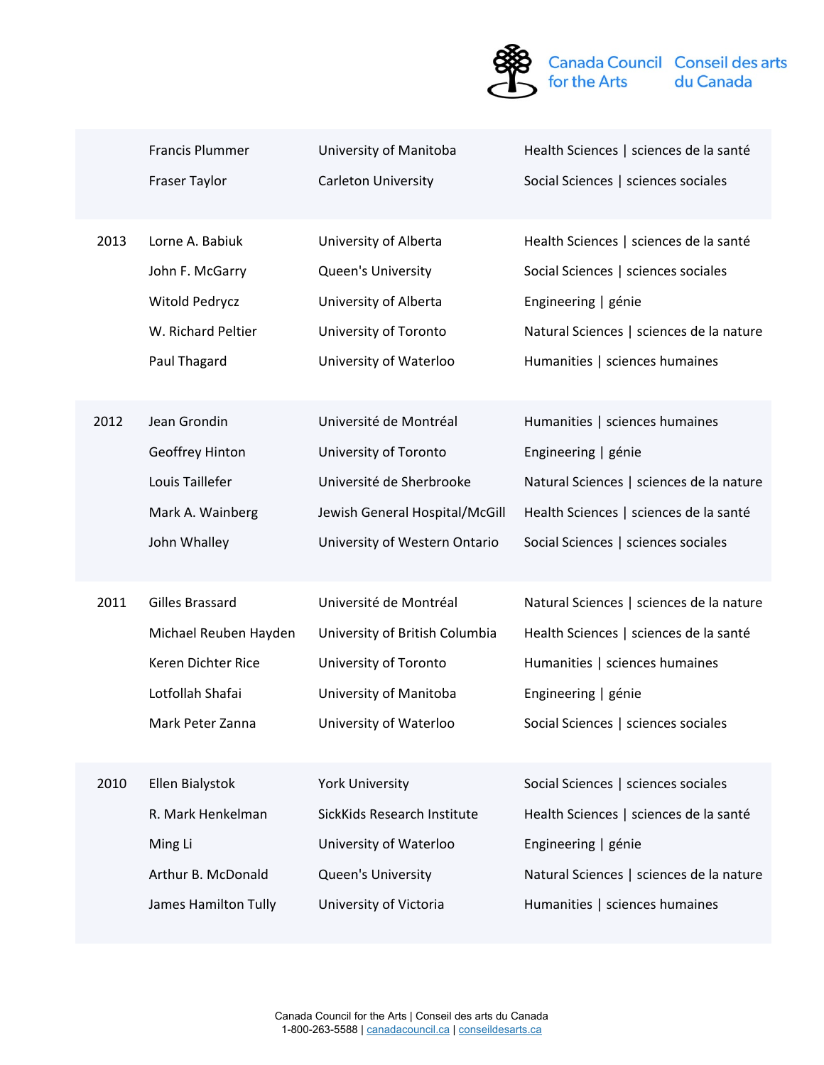| | | | |
|---|---|---|---|
| | Francis Plummer | University of Manitoba | Health Sciences \| sciences de la santé |
| | Fraser Taylor | Carleton University | Social Sciences \| sciences sociales |
| 2013 | Lorne A. Babiuk | University of Alberta | Health Sciences \| sciences de la santé |
| | John F. McGarry | Queen's University | Social Sciences \| sciences sociales |
| | Witold Pedrycz | University of Alberta | Engineering \| génie |
| | W. Richard Peltier | University of Toronto | Natural Sciences \| sciences de la nature |
| | Paul Thagard | University of Waterloo | Humanities \| sciences humaines |
| 2012 | Jean Grondin | Université de Montréal | Humanities \| sciences humaines |
| | Geoffrey Hinton | University of Toronto | Engineering \| génie |
| | Louis Taillefer | Université de Sherbrooke | Natural Sciences \| sciences de la nature |
| | Mark A. Wainberg | Jewish General Hospital/McGill | Health Sciences \| sciences de la santé |
| | John Whalley | University of Western Ontario | Social Sciences \| sciences sociales |
| 2011 | Gilles Brassard | Université de Montréal | Natural Sciences \| sciences de la nature |
| | Michael Reuben Hayden | University of British Columbia | Health Sciences \| sciences de la santé |
| | Keren Dichter Rice | University of Toronto | Humanities \| sciences humaines |
| | Lotfollah Shafai | University of Manitoba | Engineering \| génie |
| | Mark Peter Zanna | University of Waterloo | Social Sciences \| sciences sociales |
| 2010 | Ellen Bialystok | York University | Social Sciences \| sciences sociales |
| | R. Mark Henkelman | SickKids Research Institute | Health Sciences \| sciences de la santé |
| | Ming Li | University of Waterloo | Engineering \| génie |
| | Arthur B. McDonald | Queen's University | Natural Sciences \| sciences de la nature |
| | James Hamilton Tully | University of Victoria | Humanities \| sciences humaines |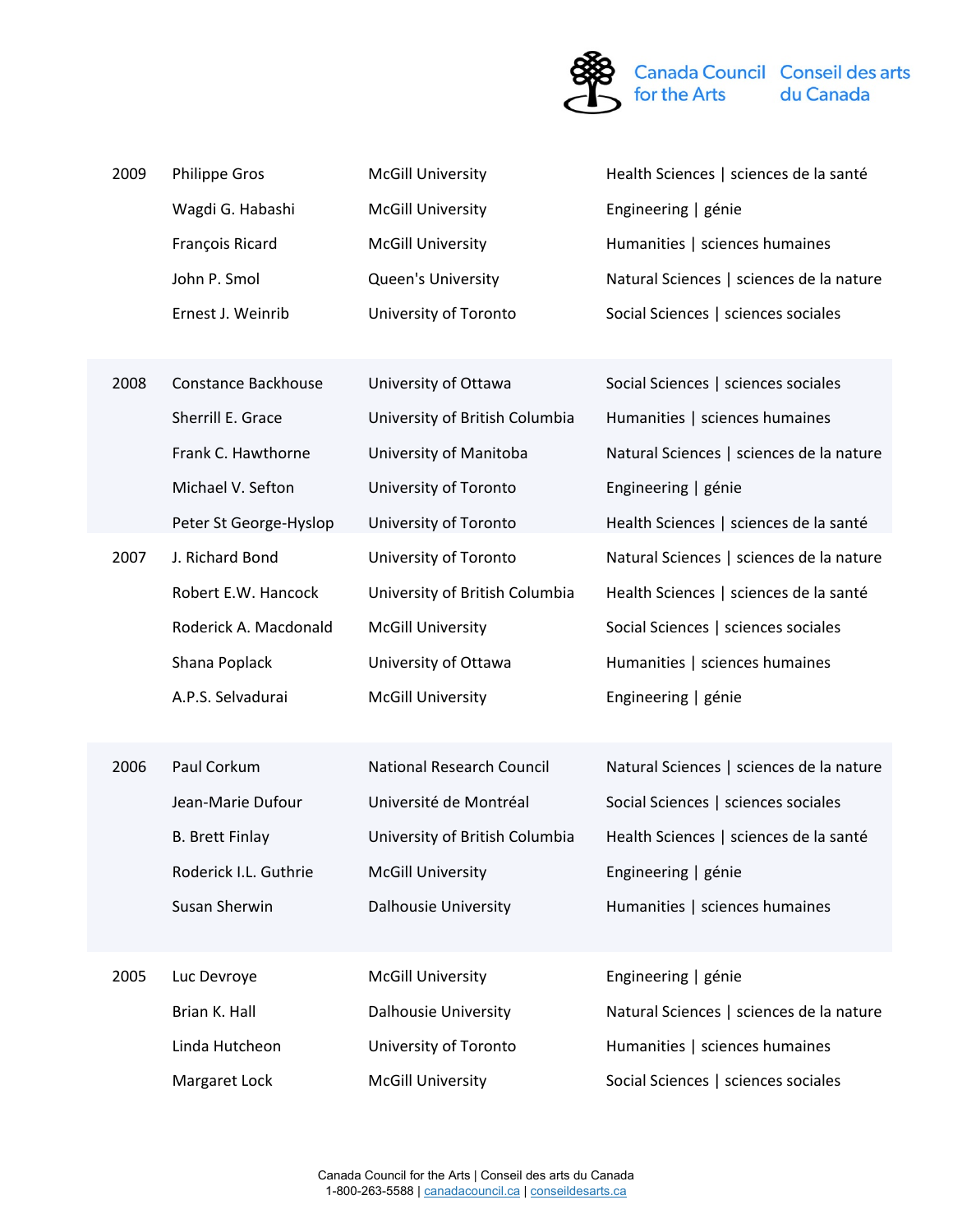| | | | |
|---|---|---|---|
| 2009 | Philippe Gros | McGill University | Health Sciences \| sciences de la santé |
| | Wagdi G. Habashi | McGill University | Engineering \| génie |
| | François Ricard | McGill University | Humanities \| sciences humaines |
| | John P. Smol | Queen's University | Natural Sciences \| sciences de la nature |
| | Ernest J. Weinrib | University of Toronto | Social Sciences \| sciences sociales |
| 2008 | Constance Backhouse | University of Ottawa | Social Sciences \| sciences sociales |
| | Sherrill E. Grace | University of British Columbia | Humanities \| sciences humaines |
| | Frank C. Hawthorne | University of Manitoba | Natural Sciences \| sciences de la nature |
| | Michael V. Sefton | University of Toronto | Engineering \| génie |
| | Peter St George-Hyslop | University of Toronto | Health Sciences \| sciences de la santé |
| 2007 | J. Richard Bond | University of Toronto | Natural Sciences \| sciences de la nature |
| | Robert E.W. Hancock | University of British Columbia | Health Sciences \| sciences de la santé |
| | Roderick A. Macdonald | McGill University | Social Sciences \| sciences sociales |
| | Shana Poplack | University of Ottawa | Humanities \| sciences humaines |
| | A.P.S. Selvadurai | McGill University | Engineering \| génie |
| 2006 | Paul Corkum | National Research Council | Natural Sciences \| sciences de la nature |
| | Jean-Marie Dufour | Université de Montréal | Social Sciences \| sciences sociales |
| | B. Brett Finlay | University of British Columbia | Health Sciences \| sciences de la santé |
| | Roderick I.L. Guthrie | McGill University | Engineering \| génie |
| | Susan Sherwin | Dalhousie University | Humanities \| sciences humaines |
| 2005 | Luc Devroye | McGill University | Engineering \| génie |
| | Brian K. Hall | Dalhousie University | Natural Sciences \| sciences de la nature |
| | Linda Hutcheon | University of Toronto | Humanities \| sciences humaines |
| | Margaret Lock | McGill University | Social Sciences \| sciences sociales |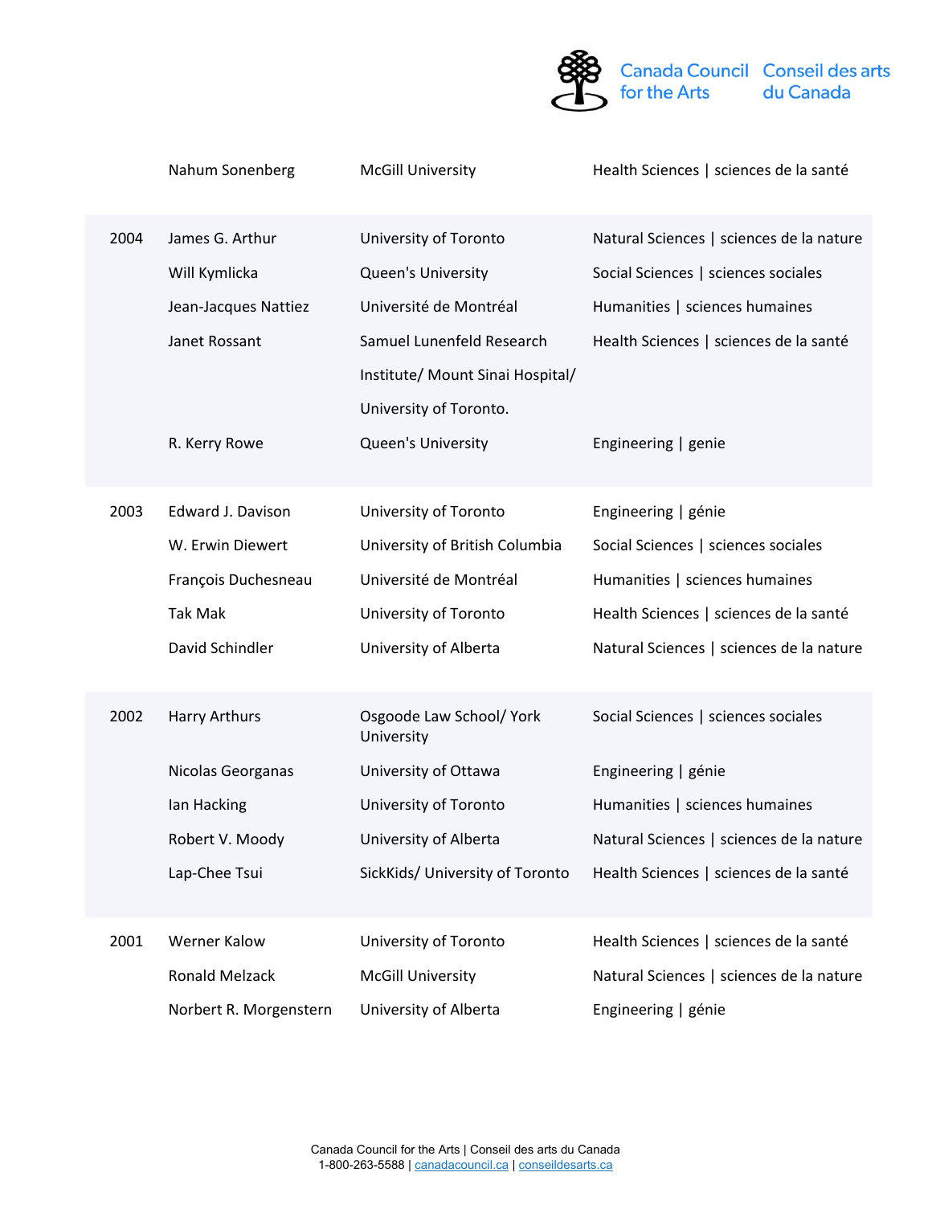| | | | |
|---|---|---|---|
| | Nahum Sonenberg | McGill University | Health Sciences \| sciences de la santé |
| 2004 | James G. Arthur | University of Toronto | Natural Sciences \| sciences de la nature |
| | Will Kymlicka | Queen's University | Social Sciences \| sciences sociales |
| | Jean-Jacques Nattiez | Université de Montréal | Humanities \| sciences humaines |
| | Janet Rossant | Samuel Lunenfeld Research Institute/ Mount Sinai Hospital/ University of Toronto. | Health Sciences \| sciences de la santé |
| | R. Kerry Rowe | Queen's University | Engineering \| genie |
| 2003 | Edward J. Davison | University of Toronto | Engineering \| génie |
| | W. Erwin Diewert | University of British Columbia | Social Sciences \| sciences sociales |
| | François Duchesneau | Université de Montréal | Humanities \| sciences humaines |
| | Tak Mak | University of Toronto | Health Sciences \| sciences de la santé |
| | David Schindler | University of Alberta | Natural Sciences \| sciences de la nature |
| 2002 | Harry Arthurs | Osgoode Law School/ York University | Social Sciences \| sciences sociales |
| | Nicolas Georganas | University of Ottawa | Engineering \| génie |
| | Ian Hacking | University of Toronto | Humanities \| sciences humaines |
| | Robert V. Moody | University of Alberta | Natural Sciences \| sciences de la nature |
| | Lap-Chee Tsui | SickKids/ University of Toronto | Health Sciences \| sciences de la santé |
| 2001 | Werner Kalow | University of Toronto | Health Sciences \| sciences de la santé |
| | Ronald Melzack | McGill University | Natural Sciences \| sciences de la nature |
| | Norbert R. Morgenstern | University of Alberta | Engineering \| génie |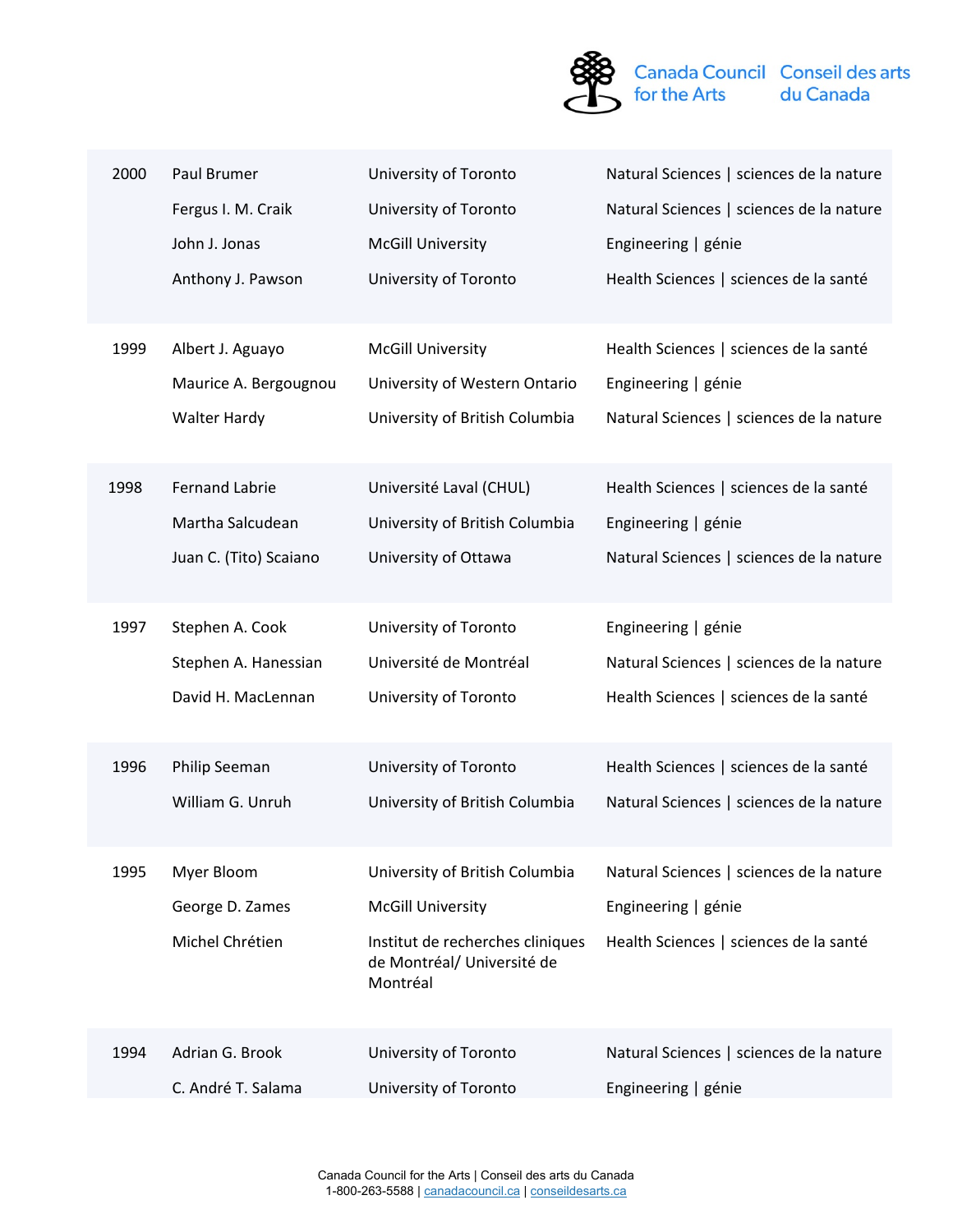| | | | |
|---|---|---|---|
| 2000 | Paul Brumer | University of Toronto | Natural Sciences \| sciences de la nature |
| | Fergus I. M. Craik | University of Toronto | Natural Sciences \| sciences de la nature |
| | John J. Jonas | McGill University | Engineering \| génie |
| | Anthony J. Pawson | University of Toronto | Health Sciences \| sciences de la santé |
| 1999 | Albert J. Aguayo | McGill University | Health Sciences \| sciences de la santé |
| | Maurice A. Bergougnou | University of Western Ontario | Engineering \| génie |
| | Walter Hardy | University of British Columbia | Natural Sciences \| sciences de la nature |
| 1998 | Fernand Labrie | Université Laval (CHUL) | Health Sciences \| sciences de la santé |
| | Martha Salcudean | University of British Columbia | Engineering \| génie |
| | Juan C. (Tito) Scaiano | University of Ottawa | Natural Sciences \| sciences de la nature |
| 1997 | Stephen A. Cook | University of Toronto | Engineering \| génie |
| | Stephen A. Hanessian | Université de Montréal | Natural Sciences \| sciences de la nature |
| | David H. MacLennan | University of Toronto | Health Sciences \| sciences de la santé |
| 1996 | Philip Seeman | University of Toronto | Health Sciences \| sciences de la santé |
| | William G. Unruh | University of British Columbia | Natural Sciences \| sciences de la nature |
| 1995 | Myer Bloom | University of British Columbia | Natural Sciences \| sciences de la nature |
| | George D. Zames | McGill University | Engineering \| génie |
| | Michel Chrétien | Institut de recherches cliniques de Montréal/ Université de Montréal | Health Sciences \| sciences de la santé |
| 1994 | Adrian G. Brook | University of Toronto | Natural Sciences \| sciences de la nature |
| | C. André T. Salama | University of Toronto | Engineering \| génie |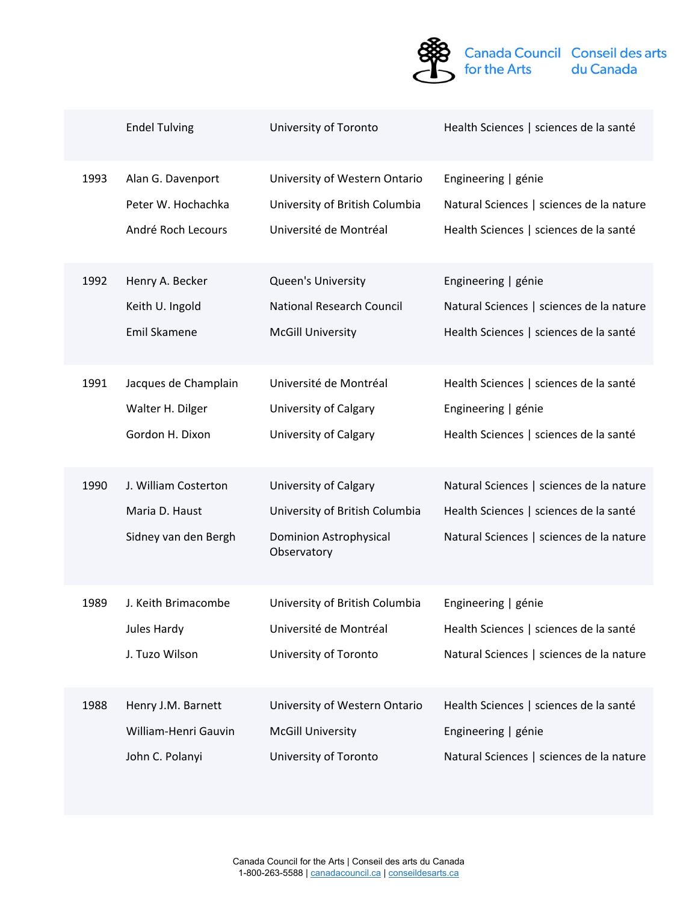|  |  |  |  |
|---|---|---|---|
|  | Endel Tulving | University of Toronto | Health Sciences \| sciences de la santé |
| 1993 | Alan G. Davenport | University of Western Ontario | Engineering \| génie |
|  | Peter W. Hochachka | University of British Columbia | Natural Sciences \| sciences de la nature |
|  | André Roch Lecours | Université de Montréal | Health Sciences \| sciences de la santé |
| 1992 | Henry A. Becker | Queen's University | Engineering \| génie |
|  | Keith U. Ingold | National Research Council | Natural Sciences \| sciences de la nature |
|  | Emil Skamene | McGill University | Health Sciences \| sciences de la santé |
| 1991 | Jacques de Champlain | Université de Montréal | Health Sciences \| sciences de la santé |
|  | Walter H. Dilger | University of Calgary | Engineering \| génie |
|  | Gordon H. Dixon | University of Calgary | Health Sciences \| sciences de la santé |
| 1990 | J. William Costerton | University of Calgary | Natural Sciences \| sciences de la nature |
|  | Maria D. Haust | University of British Columbia | Health Sciences \| sciences de la santé |
|  | Sidney van den Bergh | Dominion Astrophysical Observatory | Natural Sciences \| sciences de la nature |
| 1989 | J. Keith Brimacombe | University of British Columbia | Engineering \| génie |
|  | Jules Hardy | Université de Montréal | Health Sciences \| sciences de la santé |
|  | J. Tuzo Wilson | University of Toronto | Natural Sciences \| sciences de la nature |
| 1988 | Henry J.M. Barnett | University of Western Ontario | Health Sciences \| sciences de la santé |
|  | William-Henri Gauvin | McGill University | Engineering \| génie |
|  | John C. Polanyi | University of Toronto | Natural Sciences \| sciences de la nature |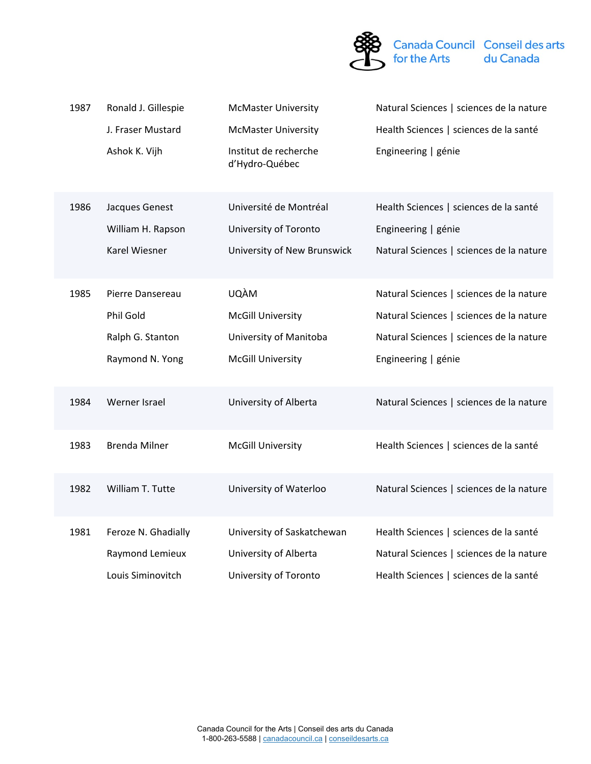| | | | |
|---|---|---|---|
| 1987 | Ronald J. Gillespie | McMaster University | Natural Sciences \| sciences de la nature |
| | J. Fraser Mustard | McMaster University | Health Sciences \| sciences de la santé |
| | Ashok K. Vijh | Institut de recherche d'Hydro-Québec | Engineering \| génie |
| 1986 | Jacques Genest | Université de Montréal | Health Sciences \| sciences de la santé |
| | William H. Rapson | University of Toronto | Engineering \| génie |
| | Karel Wiesner | University of New Brunswick | Natural Sciences \| sciences de la nature |
| 1985 | Pierre Dansereau | UQÀM | Natural Sciences \| sciences de la nature |
| | Phil Gold | McGill University | Natural Sciences \| sciences de la nature |
| | Ralph G. Stanton | University of Manitoba | Natural Sciences \| sciences de la nature |
| | Raymond N. Yong | McGill University | Engineering \| génie |
| 1984 | Werner Israel | University of Alberta | Natural Sciences \| sciences de la nature |
| 1983 | Brenda Milner | McGill University | Health Sciences \| sciences de la santé |
| 1982 | William T. Tutte | University of Waterloo | Natural Sciences \| sciences de la nature |
| 1981 | Feroze N. Ghadially | University of Saskatchewan | Health Sciences \| sciences de la santé |
| | Raymond Lemieux | University of Alberta | Natural Sciences \| sciences de la nature |
| | Louis Siminovitch | University of Toronto | Health Sciences \| sciences de la santé |